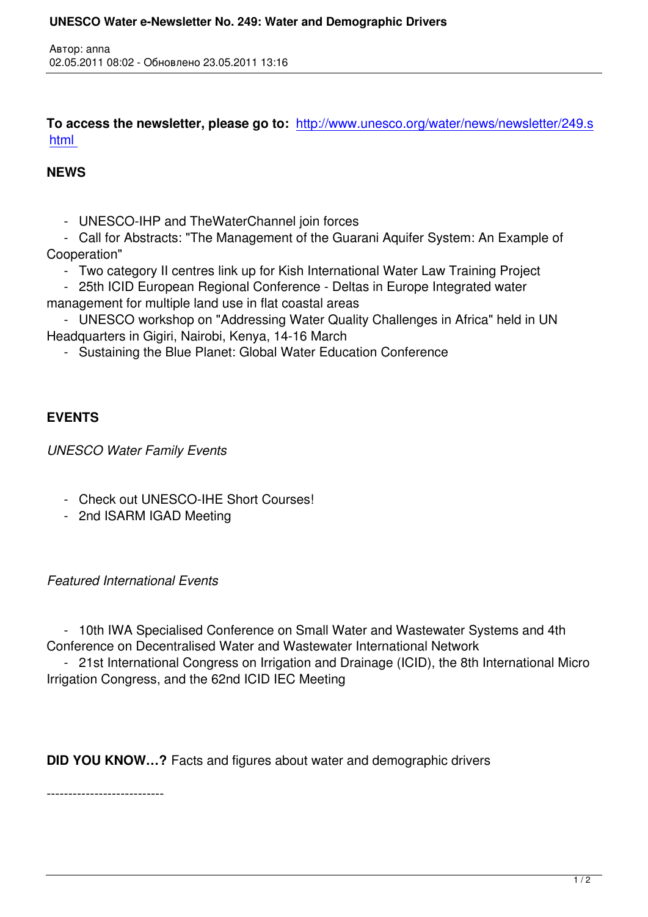**To access the newsletter, please go to:** http://www.unesco.org/water/news/newsletter/249.shtml

**NEWS**

- UNESCO-IHP and TheWaterChannel join forces
- Call for Abstracts: "The Management of the Guarani Aquifer System: An Example of Cooperation"
- Two category II centres link up for Kish International Water Law Training Project
- 25th ICID European Regional Conference - Deltas in Europe Integrated water management for multiple land use in flat coastal areas
- UNESCO workshop on "Addressing Water Quality Challenges in Africa" held in UN Headquarters in Gigiri, Nairobi, Kenya, 14-16 March
- Sustaining the Blue Planet: Global Water Education Conference

**EVENTS**

*UNESCO Water Family Events*

- Check out UNESCO-IHE Short Courses!
- 2nd ISARM IGAD Meeting

*Featured International Events*

- 10th IWA Specialised Conference on Small Water and Wastewater Systems and 4th Conference on Decentralised Water and Wastewater International Network
- 21st International Congress on Irrigation and Drainage (ICID), the 8th International Micro Irrigation Congress, and the 62nd ICID IEC Meeting

**DID YOU KNOW…?** Facts and figures about water and demographic drivers

---------------------------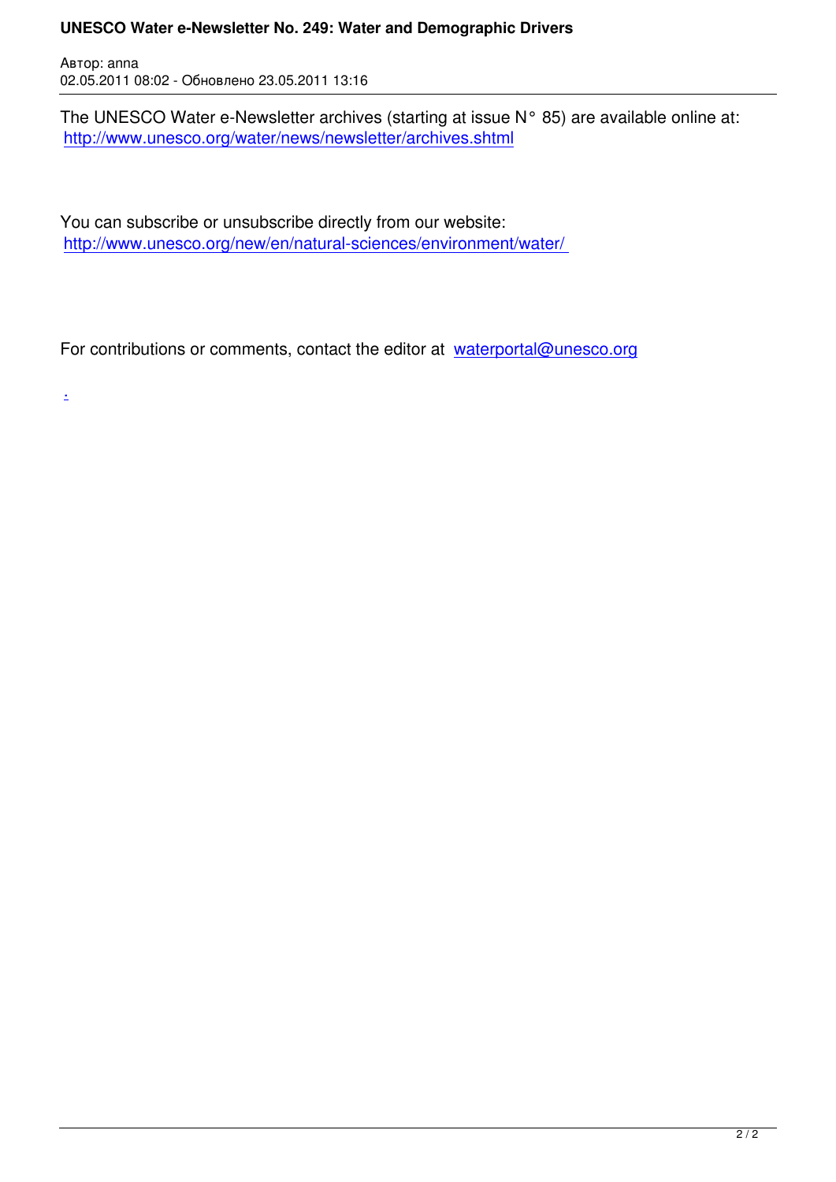The UNESCO Water e-Newsletter archives (starting at issue N° 85) are available online at: http://www.unesco.org/water/news/newsletter/archives.shtml

You can subscribe or unsubscribe directly from our website: http://www.unesco.org/new/en/natural-sciences/environment/water/

For contributions or comments, contact the editor at waterportal@unesco.org

.